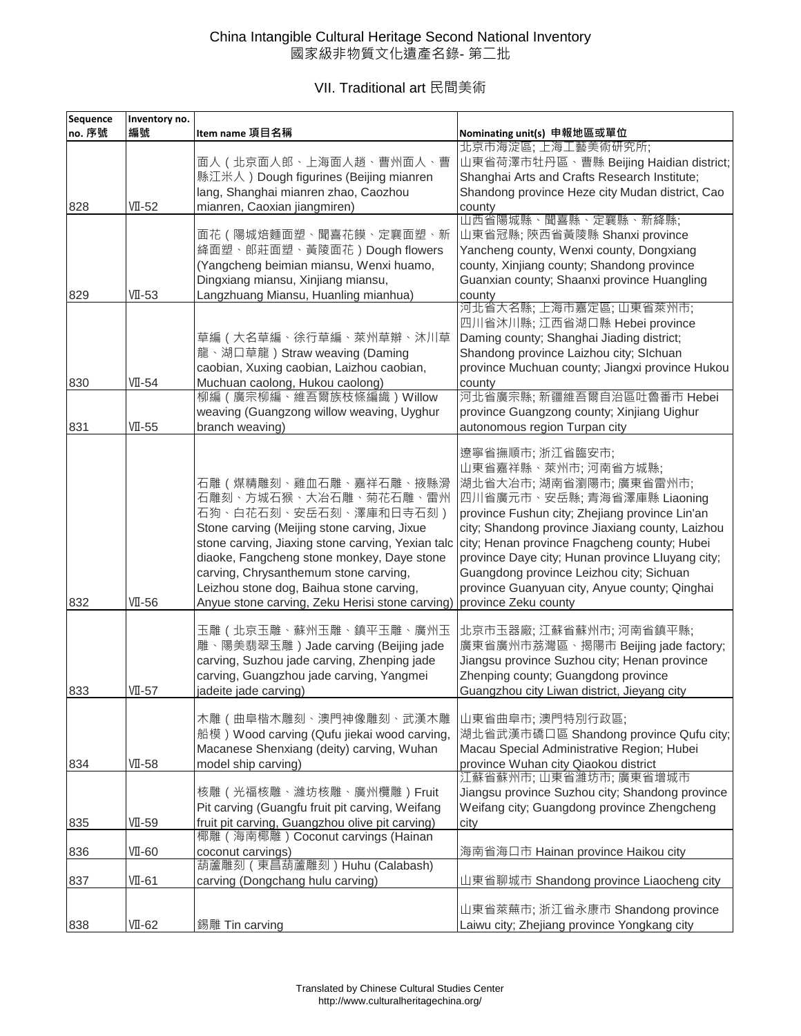# China Intangible Cultural Heritage Second National Inventory
# 國家級非物質文化遺產名錄- 第二批

## VII. Traditional art 民間美術

| Sequence no. 序號 | Inventory no. 編號 | Item name 項目名稱 | Nominating unit(s) 申報地區或單位 |
|---|---|---|---|
| 828 | Ⅶ-52 | 面人（北京面人郎、上海面人趙、曹州面人、曹縣江米人）Dough figurines (Beijing mianren lang, Shanghai mianren zhao, Caozhou mianren, Caoxian jiangmiren) | 北京市海淀區; 上海工藝美術研究所; 山東省荷澤市牡丹區、曹縣 Beijing Haidian district; Shanghai Arts and Crafts Research Institute; Shandong province Heze city Mudan district, Cao county |
| 829 | Ⅶ-53 | 面花（陽城焙麵面塑、聞喜花饃、定襄面塑、新絳面塑、郎莊面塑、黃陵面花）Dough flowers (Yangcheng beimian miansu, Wenxi huamo, Dingxiang miansu, Xinjiang miansu, Langzhuang Miansu, Huanling mianhua) | 山西省陽城縣、聞喜縣、定襄縣、新絳縣; 山東省冠縣; 陝西省黃陵縣 Shanxi province Yancheng county, Wenxi county, Dongxiang county, Xinjiang county; Shandong province Guanxian county; Shaanxi province Huangling county |
| 830 | Ⅶ-54 | 草編（大名草編、徐行草編、萊州草辮、沐川草龍、湖口草龍）Straw weaving (Daming caobian, Xuxing caobian, Laizhou caobian, Muchuan caolong, Hukou caolong) | 河北省大名縣; 上海市嘉定區; 山東省萊州市; 四川省沐川縣; 江西省湖口縣 Hebei province Daming county; Shanghai Jiading district; Shandong province Laizhou city; SIchuan province Muchuan county; Jiangxi province Hukou county |
| 831 | Ⅶ-55 | 柳編（廣宗柳編、維吾爾族枝條編織）Willow weaving (Guangzong willow weaving, Uyghur branch weaving) | 河北省廣宗縣; 新疆維吾爾自治區吐魯番市 Hebei province Guangzong county; Xinjiang Uighur autonomous region Turpan city |
| 832 | Ⅶ-56 | 石雕（煤精雕刻、雞血石雕、嘉祥石雕、掖縣滑石雕刻、方城石猴、大冶石雕、菊花石雕、雷州石狗、白花石刻、安岳石刻、澤庫和日寺石刻）Stone carving (Meijing stone carving, Jixue stone carving, Jiaxing stone carving, Yexian talc diaoke, Fangcheng stone monkey, Daye stone carving, Chrysanthemum stone carving, Leizhou stone dog, Baihua stone carving, Anyue stone carving, Zeku Herisi stone carving) | 遼寧省撫順市; 浙江省臨安市; 山東省嘉祥縣、萊州市; 河南省方城縣; 湖北省大冶市; 湖南省瀏陽市; 廣東省雷州市; 四川省廣元市、安岳縣; 青海省澤庫縣 Liaoning province Fushun city; Zhejiang province Lin'an city; Shandong province Jiaxiang county, Laizhou city; Henan province Fnagcheng county; Hubei province Daye city; Hunan province LIuyang city; Guangdong province Leizhou city; Sichuan province Guanyuan city, Anyue county; Qinghai province Zeku county |
| 833 | Ⅶ-57 | 玉雕（北京玉雕、蘇州玉雕、鎮平玉雕、廣州玉雕、陽美翡翠玉雕）Jade carving (Beijing jade carving, Suzhou jade carving, Zhenping jade carving, Guangzhou jade carving, Yangmei jadeite jade carving) | 北京市玉器廠; 江蘇省蘇州市; 河南省鎮平縣; 廣東省廣州市荔灣區、揭陽市 Beijing jade factory; Jiangsu province Suzhou city; Henan province Zhenping county; Guangdong province Guangzhou city Liwan district, Jieyang city |
| 834 | Ⅶ-58 | 木雕（曲阜楷木雕刻、澳門神像雕刻、武漢木雕船模）Wood carving (Qufu jiekai wood carving, Macanese Shenxiang (deity) carving, Wuhan model ship carving) | 山東省曲阜市; 澳門特別行政區; 湖北省武漢市礄口區 Shandong province Qufu city; Macau Special Administrative Region; Hubei province Wuhan city Qiaokou district |
| 835 | Ⅶ-59 | 核雕（光福核雕、濰坊核雕、廣州欖雕）Fruit Pit carving (Guangfu fruit pit carving, Weifang fruit pit carving, Guangzhou olive pit carving) | 江蘇省蘇州市; 山東省濰坊市; 廣東省增城市 Jiangsu province Suzhou city; Shandong province Weifang city; Guangdong province Zhengcheng city |
| 836 | Ⅶ-60 | 椰雕（海南椰雕）Coconut carvings (Hainan coconut carvings) | 海南省海口市 Hainan province Haikou city |
| 837 | Ⅶ-61 | 葫蘆雕刻（東昌葫蘆雕刻）Huhu (Calabash) carving (Dongchang hulu carving) | 山東省聊城市 Shandong province Liaocheng city |
| 838 | Ⅶ-62 | 錫雕 Tin carving | 山東省萊蕪市; 浙江省永康市 Shandong province Laiwu city; Zhejiang province Yongkang city |

Translated by Chinese Cultural Studies Center
http://www.culturalheritagechina.org/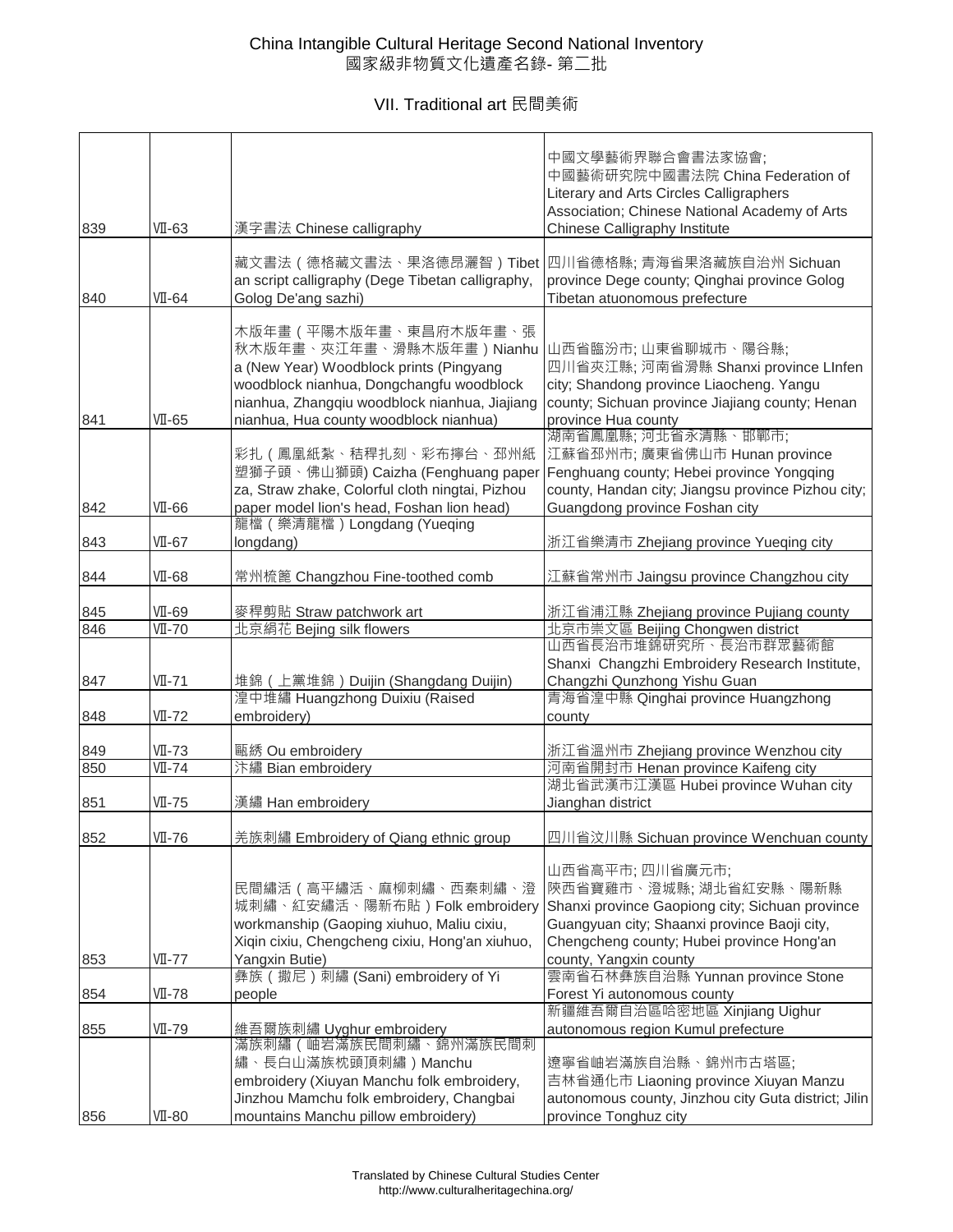# China Intangible Cultural Heritage Second National Inventory
# 國家級非物質文化遺產名錄- 第二批

## VII. Traditional art 民間美術

| | | | |
|---|---|---|---|
| 839 | Ⅶ-63 | 漢字書法 Chinese calligraphy | 中國文學藝術界聯合會書法家協會; 中國藝術研究院中國書法院 China Federation of Literary and Arts Circles Calligraphers Association; Chinese National Academy of Arts Chinese Calligraphy Institute |
| 840 | Ⅶ-64 | 藏文書法（德格藏文書法、果洛德昂灑智）Tibetan script calligraphy (Dege Tibetan calligraphy, Golog De'ang sazhi) | 四川省德格縣; 青海省果洛藏族自治州 Sichuan province Dege county; Qinghai province Golog Tibetan atuonomous prefecture |
| 841 | Ⅶ-65 | 木版年畫（平陽木版年畫、東昌府木版年畫、張秋木版年畫、夾江年畫、滑縣木版年畫）Nianhua (New Year) Woodblock prints (Pingyang woodblock nianhua, Dongchangfu woodblock nianhua, Zhangqiu woodblock nianhua, Jiajiang nianhua, Hua county woodblock nianhua) | 山西省臨汾市; 山東省聊城市、陽谷縣; 四川省夾江縣; 河南省滑縣 Shanxi province LInfen city; Shandong province Liaocheng. Yangu county; Sichuan province Jiajiang county; Henan province Hua county |
| 842 | Ⅶ-66 | 彩扎（鳳凰紙紮、秸稈扎刻、彩布擰台、邳州紙塑獅子頭、佛山獅頭) Caizha (Fenghuang paper za, Straw zhake, Colorful cloth ningtai, Pizhou paper model lion's head, Foshan lion head) | 湖南省鳳凰縣; 河北省永清縣、邯鄲市; 江蘇省邳州市; 廣東省佛山市 Hunan province Fenghuang county; Hebei province Yongqing county, Handan city; Jiangsu province Pizhou city; Guangdong province Foshan city |
| 843 | Ⅶ-67 | 龍檔（樂清龍檔）Longdang (Yueqing longdang) | 浙江省樂清市 Zhejiang province Yueqing city |
| 844 | Ⅶ-68 | 常州梳篦 Changzhou Fine-toothed comb | 江蘇省常州市 Jaingsu province Changzhou city |
| 845 | Ⅶ-69 | 麥稈剪貼 Straw patchwork art | 浙江省浦江縣 Zhejiang province Pujiang county |
| 846 | Ⅶ-70 | 北京絹花 Bejing silk flowers | 北京市崇文區 Beijing Chongwen district |
| 847 | Ⅶ-71 | 堆錦（上黨堆錦）Duijin (Shangdang Duijin) | 山西省長治市堆錦研究所、長治市群眾藝術館 Shanxi Changzhi Embroidery Research Institute, Changzhi Qunzhong Yishu Guan |
| 848 | Ⅶ-72 | 湟中堆繡 Huangzhong Duixiu (Raised embroidery) | 青海省湟中縣 Qinghai province Huangzhong county |
| 849 | Ⅶ-73 | 甌綉 Ou embroidery | 浙江省溫州市 Zhejiang province Wenzhou city |
| 850 | Ⅶ-74 | 汴繡 Bian embroidery | 河南省開封市 Henan province Kaifeng city |
| 851 | Ⅶ-75 | 漢繡 Han embroidery | 湖北省武漢市江漢區 Hubei province Wuhan city Jianghan district |
| 852 | Ⅶ-76 | 羌族刺繡 Embroidery of Qiang ethnic group | 四川省汶川縣 Sichuan province Wenchuan county |
| 853 | Ⅶ-77 | 民間繡活（高平繡活、麻柳刺繡、西秦刺繡、澄城刺繡、紅安繡活、陽新布貼）Folk embroidery workmanship (Gaoping xiuhuo, Maliu cixiu, Xiqin cixiu, Chengcheng cixiu, Hong'an xiuhuo, Yangxin Butie) | 山西省高平市; 四川省廣元市; 陝西省寶雞市、澄城縣; 湖北省紅安縣、陽新縣 Shanxi province Gaopiong city; Sichuan province Guangyuan city; Shaanxi province Baoji city, Chengcheng county; Hubei province Hong'an county, Yangxin county |
| 854 | Ⅶ-78 | 彝族（撒尼）刺繡 (Sani) embroidery of Yi people | 雲南省石林彝族自治縣 Yunnan province Stone Forest Yi autonomous county |
| 855 | Ⅶ-79 | 維吾爾族刺繡 Uyghur embroidery | 新疆維吾爾自治區哈密地區 Xinjiang Uighur autonomous region Kumul prefecture |
| 856 | Ⅶ-80 | 滿族刺繡（岫岩滿族民間刺繡、錦州滿族民間刺繡、長白山滿族枕頭頂刺繡）Manchu embroidery (Xiuyan Manchu folk embroidery, Jinzhou Mamchu folk embroidery, Changbai mountains Manchu pillow embroidery) | 遼寧省岫岩滿族自治縣、錦州市古塔區; 吉林省通化市 Liaoning province Xiuyan Manzu autonomous county, Jinzhou city Guta district; Jilin province Tonghuz city |

Translated by Chinese Cultural Studies Center
http://www.culturalheritagechina.org/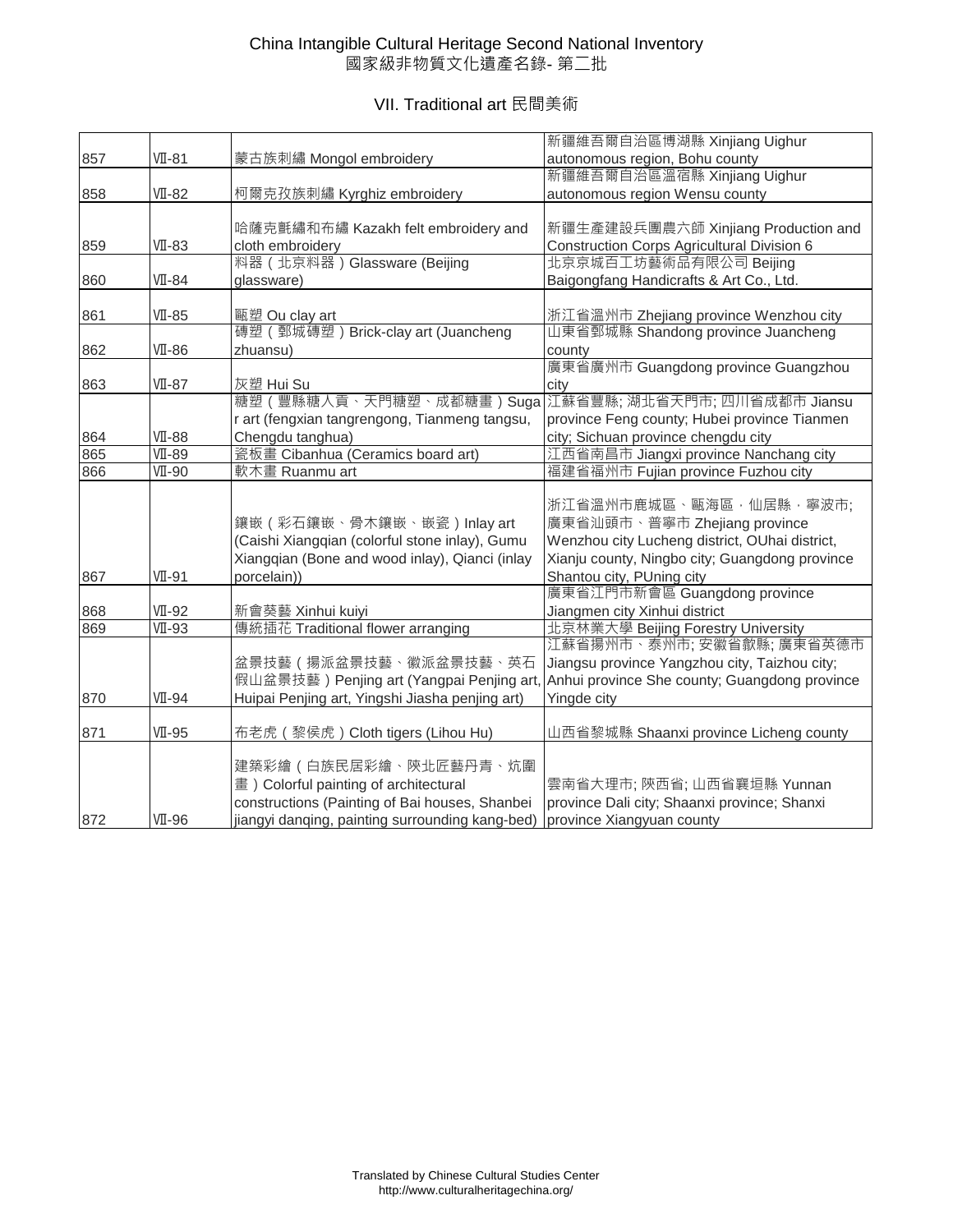China Intangible Cultural Heritage Second National Inventory
國家級非物質文化遺產名錄- 第二批

## VII. Traditional art 民間美術

| | | | |
|---|---|---|---|
| 857 | Ⅶ-81 | 蒙古族刺繡 Mongol embroidery | 新疆維吾爾自治區博湖縣 Xinjiang Uighur autonomous region, Bohu county |
| 858 | Ⅶ-82 | 柯爾克孜族刺繡 Kyrghiz embroidery | 新疆維吾爾自治區溫宿縣 Xinjiang Uighur autonomous region Wensu county |
| 859 | Ⅶ-83 | 哈薩克氈繡和布繡 Kazakh felt embroidery and cloth embroidery | 新疆生產建設兵團農六師 Xinjiang Production and Construction Corps Agricultural Division 6 |
| 860 | Ⅶ-84 | 料器（北京料器）Glassware (Beijing glassware) | 北京京城百工坊藝術品有限公司 Beijing Baigongfang Handicrafts & Art Co., Ltd. |
| 861 | Ⅶ-85 | 甌塑 Ou clay art | 浙江省溫州市 Zhejiang province Wenzhou city |
| 862 | Ⅶ-86 | 磚塑（鄄城磚塑）Brick-clay art (Juancheng zhuansu) | 山東省鄄城縣 Shandong province Juancheng county |
| 863 | Ⅶ-87 | 灰塑 Hui Su | 廣東省廣州市 Guangdong province Guangzhou city |
| 864 | Ⅶ-88 | 糖塑（豐縣糖人貢、天門糖塑、成都糖畫）Sugar art (fengxian tangrengong, Tianmeng tangsu, Chengdu tanghua) | 江蘇省豐縣; 湖北省天門市; 四川省成都市 Jiansu province Feng county; Hubei province Tianmen city; Sichuan province chengdu city |
| 865 | Ⅶ-89 | 瓷板畫 Cibanhua (Ceramics board art) | 江西省南昌市 Jiangxi province Nanchang city |
| 866 | Ⅶ-90 | 軟木畫 Ruanmu art | 福建省福州市 Fujian province Fuzhou city |
| 867 | Ⅶ-91 | 鑲嵌（彩石鑲嵌、骨木鑲嵌、嵌瓷）Inlay art (Caishi Xiangqian (colorful stone inlay), Gumu Xiangqian (Bone and wood inlay), Qianci (inlay porcelain)) | 浙江省溫州市鹿城區、甌海區，仙居縣，寧波市; 廣東省汕頭市、普寧市 Zhejiang province Wenzhou city Lucheng district, OUhai district, Xianju county, Ningbo city; Guangdong province Shantou city, PUning city |
| 868 | Ⅶ-92 | 新會葵藝 Xinhui kuiyi | 廣東省江門市新會區 Guangdong province Jiangmen city Xinhui district |
| 869 | Ⅶ-93 | 傳統插花 Traditional flower arranging | 北京林業大學 Beijing Forestry University |
| 870 | Ⅶ-94 | 盆景技藝（揚派盆景技藝、徽派盆景技藝、英石假山盆景技藝）Penjing art (Yangpai Penjing art, Huipai Penjing art, Yingshi Jiasha penjing art) | 江蘇省揚州市、泰州市; 安徽省歙縣; 廣東省英德市 Jiangsu province Yangzhou city, Taizhou city; Anhui province She county; Guangdong province Yingde city |
| 871 | Ⅶ-95 | 布老虎（黎侯虎）Cloth tigers (Lihou Hu) | 山西省黎城縣 Shaanxi province Licheng county |
| 872 | Ⅶ-96 | 建築彩繪（白族民居彩繪、陝北匠藝丹青、炕圍畫）Colorful painting of architectural constructions (Painting of Bai houses, Shanbei jiangyi danqing, painting surrounding kang-bed) | 雲南省大理市; 陝西省; 山西省襄垣縣 Yunnan province Dali city; Shaanxi province; Shanxi province Xiangyuan county |

Translated by Chinese Cultural Studies Center
http://www.culturalheritagechina.org/